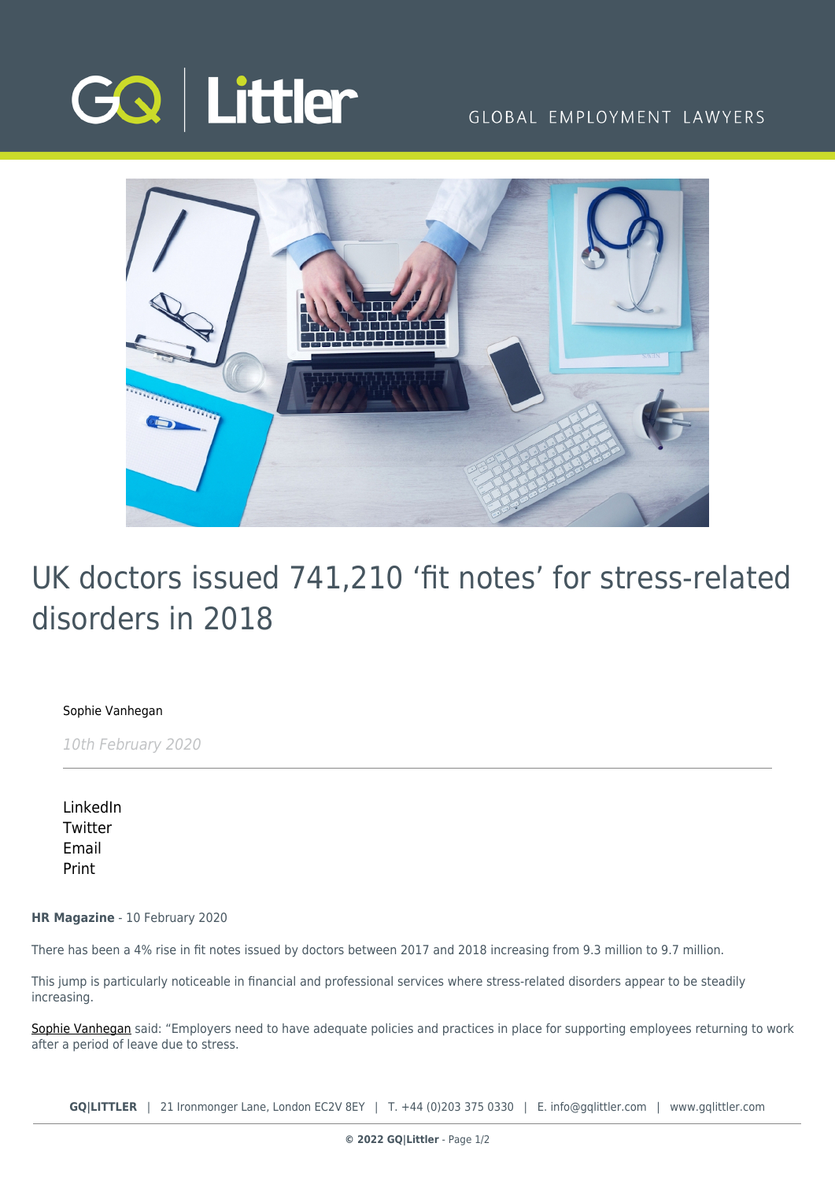# UK doctors issued 741,210 'fit notes' for stress-related disorders in 2018

Sophie Vanhegan

*10th February 2020*

LinkedIn
Twitter
Email
Print

**HR Magazine** - 10 February 2020

There has been a 4% rise in fit notes issued by doctors between 2017 and 2018 increasing from 9.3 million to 9.7 million.

This jump is particularly noticeable in financial and professional services where stress-related disorders appear to be steadily increasing.

Sophie Vanhegan said: "Employers need to have adequate policies and practices in place for supporting employees returning to work after a period of leave due to stress.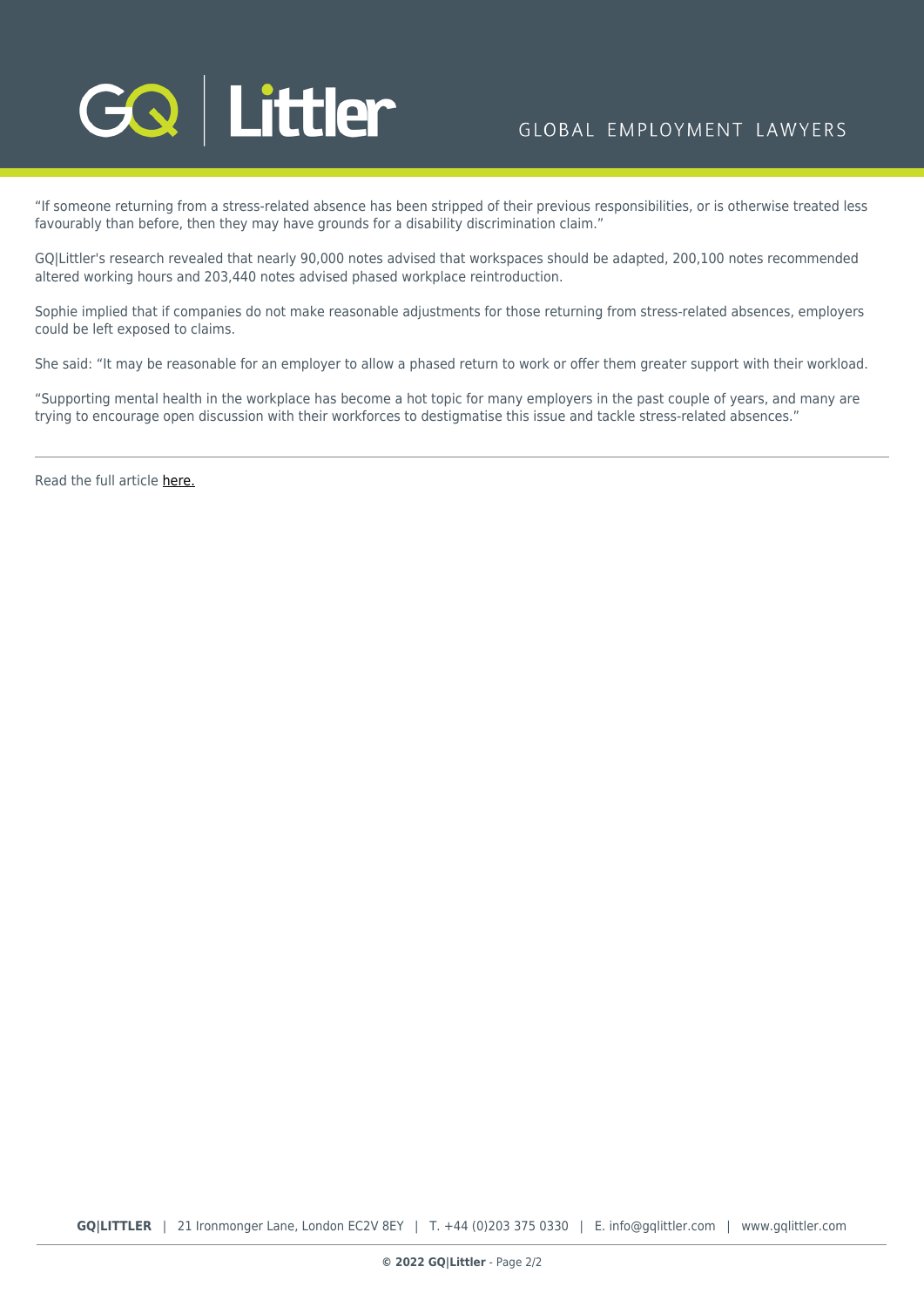"If someone returning from a stress-related absence has been stripped of their previous responsibilities, or is otherwise treated less favourably than before, then they may have grounds for a disability discrimination claim."

GQ|Littler's research revealed that nearly 90,000 notes advised that workspaces should be adapted, 200,100 notes recommended altered working hours and 203,440 notes advised phased workplace reintroduction.

Sophie implied that if companies do not make reasonable adjustments for those returning from stress-related absences, employers could be left exposed to claims.

She said: "It may be reasonable for an employer to allow a phased return to work or offer them greater support with their workload.

"Supporting mental health in the workplace has become a hot topic for many employers in the past couple of years, and many are trying to encourage open discussion with their workforces to destigmatise this issue and tackle stress-related absences."

---

Read the full article here.